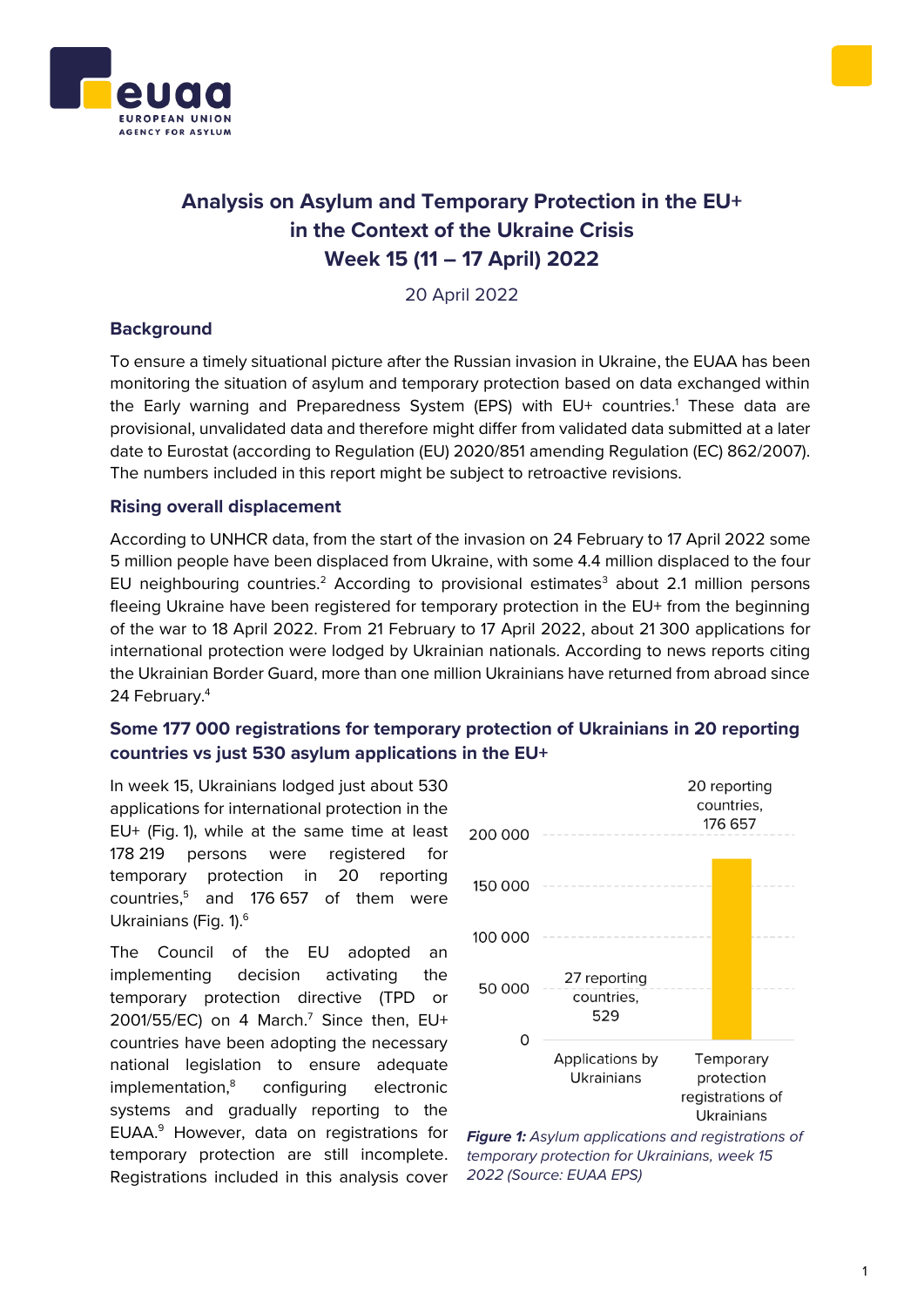# Analysis on Asylum and Temporary Protection in the EU+ in the Context of the Ukraine Crisis Week 15 (11 – 17 April) 2022

20 April 2022

## Background

To ensure a timely situational picture after the Russian invasion in Ukraine, the EUAA has been monitoring the situation of asylum and temporary protection based on data exchanged within the Early warning and Preparedness System (EPS) with EU+ countries.[1] These data are provisional, unvalidated data and therefore might differ from validated data submitted at a later date to Eurostat (according to Regulation (EU) 2020/851 amending Regulation (EC) 862/2007). The numbers included in this report might be subject to retroactive revisions.

## Rising overall displacement

According to UNHCR data, from the start of the invasion on 24 February to 17 April 2022 some 5 million people have been displaced from Ukraine, with some 4.4 million displaced to the four EU neighbouring countries.[2] According to provisional estimates[3] about 2.1 million persons fleeing Ukraine have been registered for temporary protection in the EU+ from the beginning of the war to 18 April 2022. From 21 February to 17 April 2022, about 21 300 applications for international protection were lodged by Ukrainian nationals. According to news reports citing the Ukrainian Border Guard, more than one million Ukrainians have returned from abroad since 24 February.[4]

## Some 177 000 registrations for temporary protection of Ukrainians in 20 reporting countries vs just 530 asylum applications in the EU+

In week 15, Ukrainians lodged just about 530 applications for international protection in the EU+ (Fig. 1), while at the same time at least 178 219 persons were registered for temporary protection in 20 reporting countries,[5] and 176 657 of them were Ukrainians (Fig. 1).[6]

The Council of the EU adopted an implementing decision activating the temporary protection directive (TPD or 2001/55/EC) on 4 March.[7] Since then, EU+ countries have been adopting the necessary national legislation to ensure adequate implementation,[8] configuring electronic systems and gradually reporting to the EUAA.[9] However, data on registrations for temporary protection are still incomplete. Registrations included in this analysis cover

| | Applications by Ukrainians | Temporary protection registrations of Ukrainians |
|---|---|---|
| Reporting countries | 27 | 20 |
| Number | 529 | 176 657 |

***Figure 1:*** *Asylum applications and registrations of temporary protection for Ukrainians, week 15 2022 (Source: EUAA EPS)*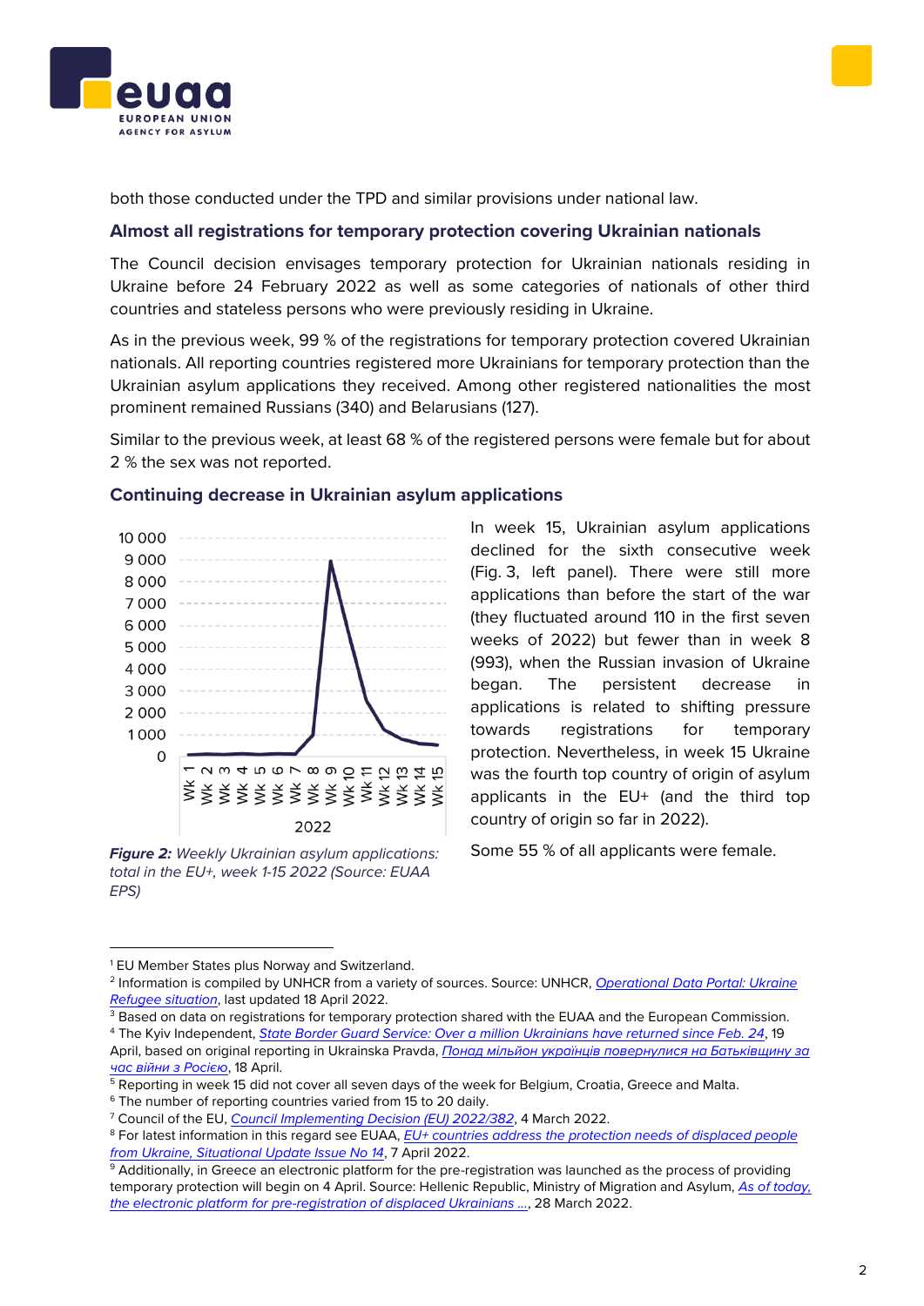both those conducted under the TPD and similar provisions under national law.

### Almost all registrations for temporary protection covering Ukrainian nationals

The Council decision envisages temporary protection for Ukrainian nationals residing in Ukraine before 24 February 2022 as well as some categories of nationals of other third countries and stateless persons who were previously residing in Ukraine.

As in the previous week, 99 % of the registrations for temporary protection covered Ukrainian nationals. All reporting countries registered more Ukrainians for temporary protection than the Ukrainian asylum applications they received. Among other registered nationalities the most prominent remained Russians (340) and Belarusians (127).

Similar to the previous week, at least 68 % of the registered persons were female but for about 2 % the sex was not reported.

### Continuing decrease in Ukrainian asylum applications

10 000
9 000
8 000
7 000
6 000
5 000
4 000
3 000
2 000
1 000
0

Wk 1
Wk 2
Wk 3
Wk 4
Wk 5
Wk 6
Wk 7
Wk 8
Wk 9
Wk 10
Wk 11
Wk 12
Wk 13
Wk 14
Wk 15

2022

***Figure 2:*** *Weekly Ukrainian asylum applications: total in the EU+, week 1-15 2022 (Source: EUAA EPS)*

In week 15, Ukrainian asylum applications declined for the sixth consecutive week (Fig. 3, left panel). There were still more applications than before the start of the war (they fluctuated around 110 in the first seven weeks of 2022) but fewer than in week 8 (993), when the Russian invasion of Ukraine began. The persistent decrease in applications is related to shifting pressure towards registrations for temporary protection. Nevertheless, in week 15 Ukraine was the fourth top country of origin of asylum applicants in the EU+ (and the third top country of origin so far in 2022).

Some 55 % of all applicants were female.

---

[1] EU Member States plus Norway and Switzerland.

[2] Information is compiled by UNHCR from a variety of sources. Source: UNHCR, *Operational Data Portal: Ukraine Refugee situation*, last updated 18 April 2022.

[3] Based on data on registrations for temporary protection shared with the EUAA and the European Commission.

[4] The Kyiv Independent, *State Border Guard Service: Over a million Ukrainians have returned since Feb. 24*, 19 April, based on original reporting in Ukrainska Pravda, *Понад мільйон українців повернулися на Батьківщину за час війни з Росією*, 18 April.

[5] Reporting in week 15 did not cover all seven days of the week for Belgium, Croatia, Greece and Malta.

[6] The number of reporting countries varied from 15 to 20 daily.

[7] Council of the EU, *Council Implementing Decision (EU) 2022/382*, 4 March 2022.

[8] For latest information in this regard see EUAA, *EU+ countries address the protection needs of displaced people from Ukraine, Situational Update Issue No 14*, 7 April 2022.

[9] Additionally, in Greece an electronic platform for the pre-registration was launched as the process of providing temporary protection will begin on 4 April. Source: Hellenic Republic, Ministry of Migration and Asylum, *As of today, the electronic platform for pre-registration of displaced Ukrainians ...*, 28 March 2022.